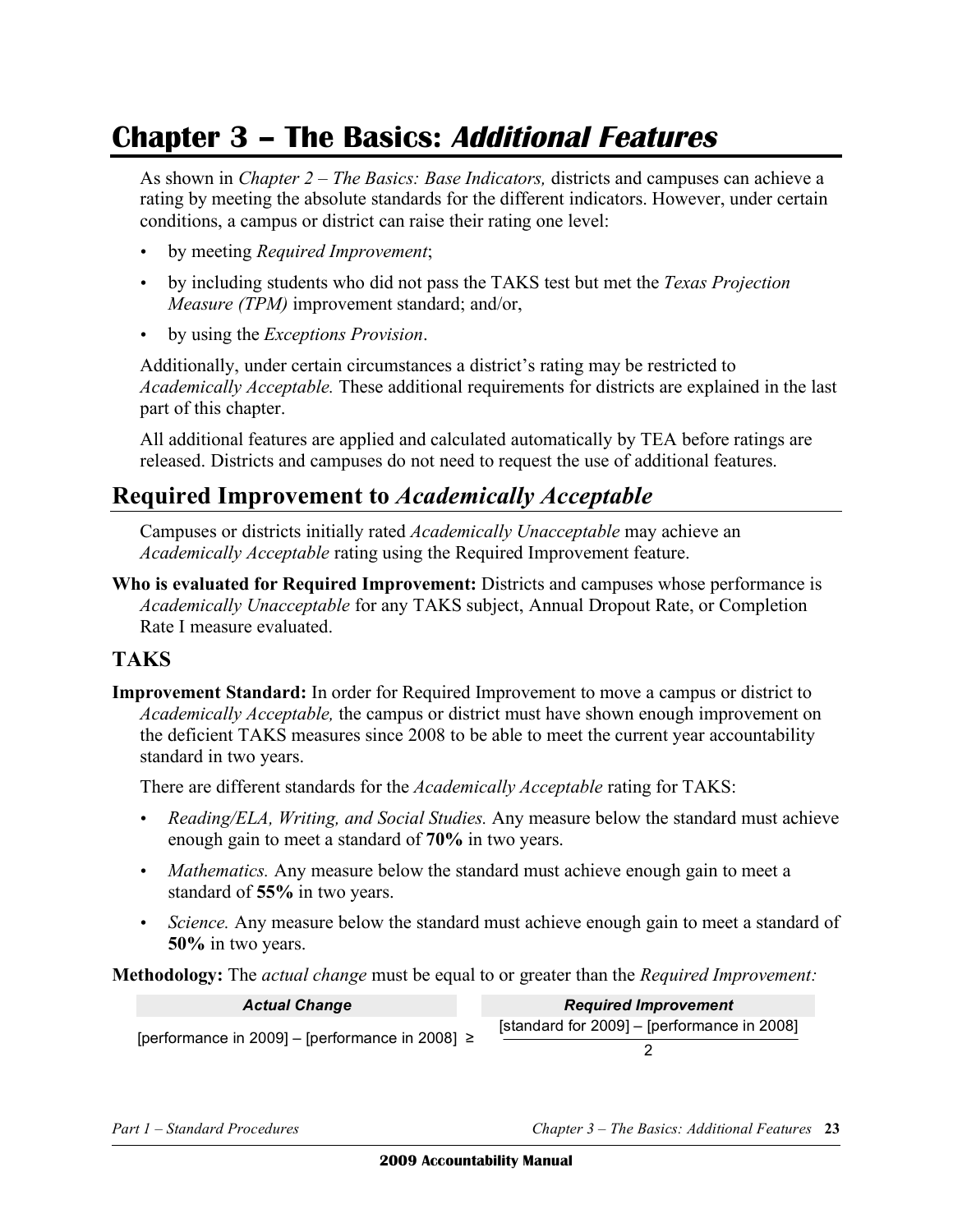# Chapter 3 – The Basics: *Additional Features*

As shown in *Chapter 2 – The Basics: Base Indicators,* districts and campuses can achieve a rating by meeting the absolute standards for the different indicators. However, under certain conditions, a campus or district can raise their rating one level:

- by meeting *Required Improvement*;
- by including students who did not pass the TAKS test but met the *Texas Projection Measure (TPM)* improvement standard; and/or,
- by using the *Exceptions Provision*.

Additionally, under certain circumstances a district's rating may be restricted to *Academically Acceptable.* These additional requirements for districts are explained in the last part of this chapter.

All additional features are applied and calculated automatically by TEA before ratings are released. Districts and campuses do not need to request the use of additional features.

## Required Improvement to *Academically Acceptable*

Campuses or districts initially rated *Academically Unacceptable* may achieve an *Academically Acceptable* rating using the Required Improvement feature.

**Who is evaluated for Required Improvement:** Districts and campuses whose performance is *Academically Unacceptable* for any TAKS subject, Annual Dropout Rate, or Completion Rate I measure evaluated.

### TAKS

**Improvement Standard:** In order for Required Improvement to move a campus or district to *Academically Acceptable,* the campus or district must have shown enough improvement on the deficient TAKS measures since 2008 to be able to meet the current year accountability standard in two years.

There are different standards for the *Academically Acceptable* rating for TAKS:

- *Reading/ELA, Writing, and Social Studies.* Any measure below the standard must achieve enough gain to meet a standard of **70%** in two years.
- *Mathematics.* Any measure below the standard must achieve enough gain to meet a standard of **55%** in two years.
- *Science.* Any measure below the standard must achieve enough gain to meet a standard of **50%** in two years.

**Methodology:** The *actual change* must be equal to or greater than the *Required Improvement:*

| *Actual Change* | *Required Improvement* |
|---|---|
| [performance in 2009] – [performance in 2008] ≥ | $\frac{\text{[standard for 2009] – [performance in 2008]}}{2}$ |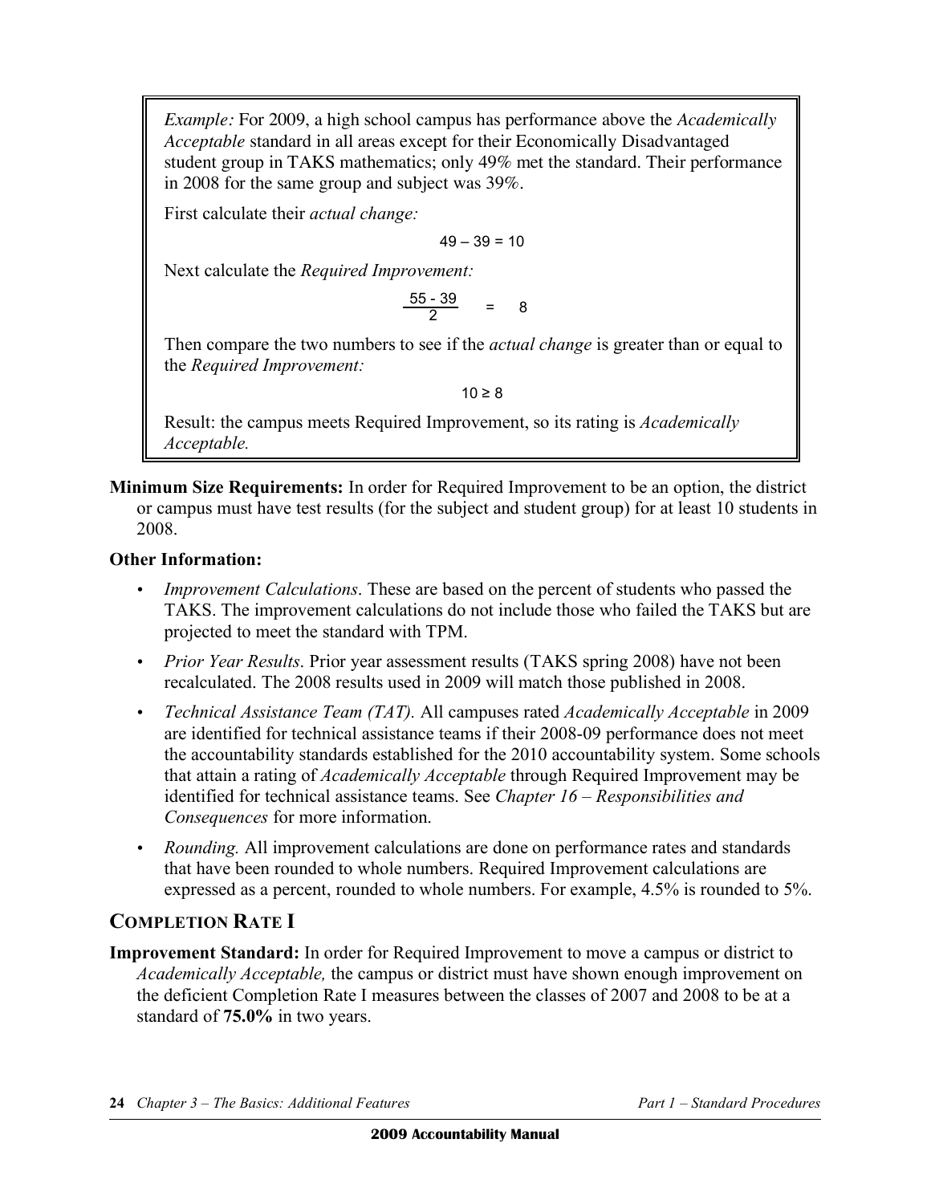> *Example:* For 2009, a high school campus has performance above the *Academically Acceptable* standard in all areas except for their Economically Disadvantaged student group in TAKS mathematics; only 49% met the standard. Their performance in 2008 for the same group and subject was 39%.
>
> First calculate their *actual change:*
>
> $$49 - 39 = 10$$
>
> Next calculate the *Required Improvement:*
>
> $$\frac{55 - 39}{2} = 8$$
>
> Then compare the two numbers to see if the *actual change* is greater than or equal to the *Required Improvement:*
>
> $$10 \geq 8$$
>
> Result: the campus meets Required Improvement, so its rating is *Academically Acceptable.*

**Minimum Size Requirements:** In order for Required Improvement to be an option, the district or campus must have test results (for the subject and student group) for at least 10 students in 2008.

**Other Information:**

- *Improvement Calculations*. These are based on the percent of students who passed the TAKS. The improvement calculations do not include those who failed the TAKS but are projected to meet the standard with TPM.
- *Prior Year Results*. Prior year assessment results (TAKS spring 2008) have not been recalculated. The 2008 results used in 2009 will match those published in 2008.
- *Technical Assistance Team (TAT).* All campuses rated *Academically Acceptable* in 2009 are identified for technical assistance teams if their 2008-09 performance does not meet the accountability standards established for the 2010 accountability system. Some schools that attain a rating of *Academically Acceptable* through Required Improvement may be identified for technical assistance teams. See *Chapter 16 – Responsibilities and Consequences* for more information.
- *Rounding.* All improvement calculations are done on performance rates and standards that have been rounded to whole numbers. Required Improvement calculations are expressed as a percent, rounded to whole numbers. For example, 4.5% is rounded to 5%.

## COMPLETION RATE I

**Improvement Standard:** In order for Required Improvement to move a campus or district to *Academically Acceptable,* the campus or district must have shown enough improvement on the deficient Completion Rate I measures between the classes of 2007 and 2008 to be at a standard of **75.0%** in two years.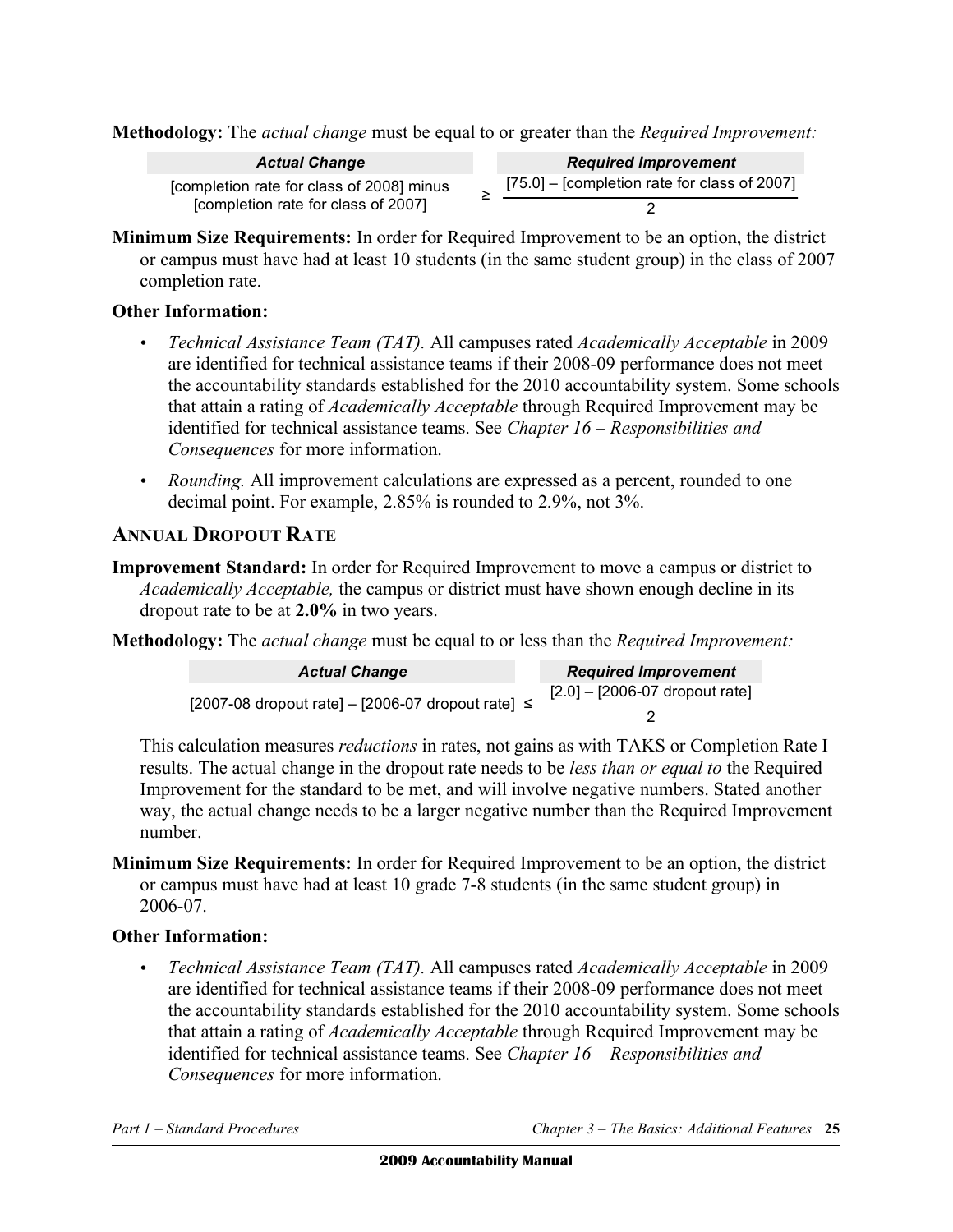**Methodology:** The *actual change* must be equal to or greater than the *Required Improvement:*

| *Actual Change* | | *Required Improvement* |
|---|---|---|
| [completion rate for class of 2008] minus [completion rate for class of 2007] | ≥ | $\frac{[75.0] - [\text{completion rate for class of 2007}]}{2}$ |

**Minimum Size Requirements:** In order for Required Improvement to be an option, the district or campus must have had at least 10 students (in the same student group) in the class of 2007 completion rate.

**Other Information:**

- *Technical Assistance Team (TAT).* All campuses rated *Academically Acceptable* in 2009 are identified for technical assistance teams if their 2008-09 performance does not meet the accountability standards established for the 2010 accountability system. Some schools that attain a rating of *Academically Acceptable* through Required Improvement may be identified for technical assistance teams. See *Chapter 16 – Responsibilities and Consequences* for more information.
- *Rounding.* All improvement calculations are expressed as a percent, rounded to one decimal point. For example, 2.85% is rounded to 2.9%, not 3%.

## ANNUAL DROPOUT RATE

**Improvement Standard:** In order for Required Improvement to move a campus or district to *Academically Acceptable,* the campus or district must have shown enough decline in its dropout rate to be at **2.0%** in two years.

**Methodology:** The *actual change* must be equal to or less than the *Required Improvement:*

| *Actual Change* | | *Required Improvement* |
|---|---|---|
| [2007-08 dropout rate] – [2006-07 dropout rate] | ≤ | $\frac{[2.0] - [\text{2006-07 dropout rate}]}{2}$ |

This calculation measures *reductions* in rates, not gains as with TAKS or Completion Rate I results. The actual change in the dropout rate needs to be *less than or equal to* the Required Improvement for the standard to be met, and will involve negative numbers. Stated another way, the actual change needs to be a larger negative number than the Required Improvement number.

**Minimum Size Requirements:** In order for Required Improvement to be an option, the district or campus must have had at least 10 grade 7-8 students (in the same student group) in 2006-07.

**Other Information:**

- *Technical Assistance Team (TAT).* All campuses rated *Academically Acceptable* in 2009 are identified for technical assistance teams if their 2008-09 performance does not meet the accountability standards established for the 2010 accountability system. Some schools that attain a rating of *Academically Acceptable* through Required Improvement may be identified for technical assistance teams. See *Chapter 16 – Responsibilities and Consequences* for more information.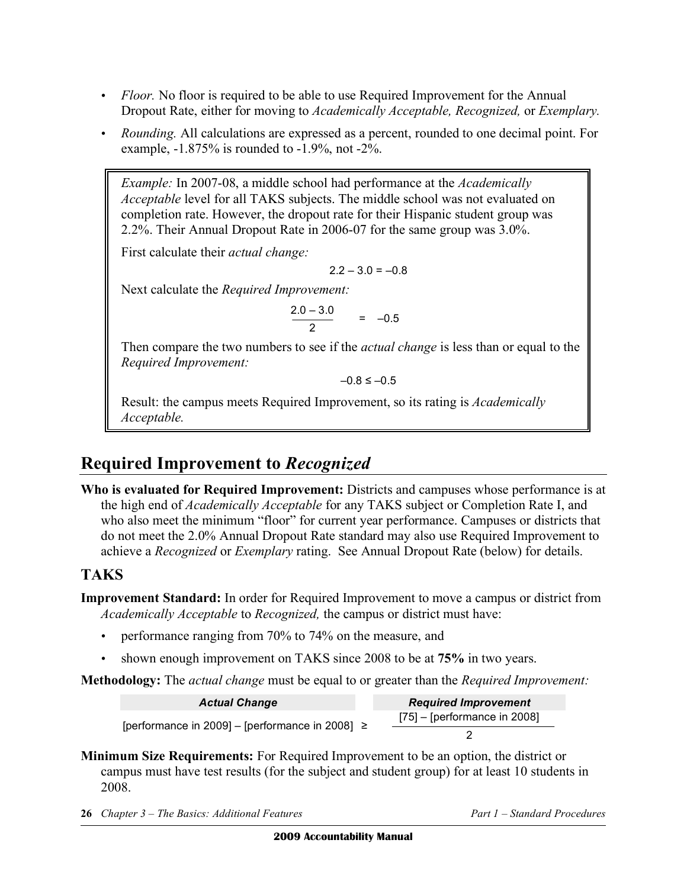- *Floor.* No floor is required to be able to use Required Improvement for the Annual Dropout Rate, either for moving to *Academically Acceptable, Recognized,* or *Exemplary.*
- *Rounding.* All calculations are expressed as a percent, rounded to one decimal point. For example, -1.875% is rounded to -1.9%, not -2%.

> *Example:* In 2007-08, a middle school had performance at the *Academically Acceptable* level for all TAKS subjects. The middle school was not evaluated on completion rate. However, the dropout rate for their Hispanic student group was 2.2%. Their Annual Dropout Rate in 2006-07 for the same group was 3.0%.
>
> First calculate their *actual change:*
>
> $$2.2 - 3.0 = -0.8$$
>
> Next calculate the *Required Improvement:*
>
> $$\frac{2.0 - 3.0}{2} = -0.5$$
>
> Then compare the two numbers to see if the *actual change* is less than or equal to the *Required Improvement:*
>
> $$-0.8 \leq -0.5$$
>
> Result: the campus meets Required Improvement, so its rating is *Academically Acceptable.*

## Required Improvement to *Recognized*

**Who is evaluated for Required Improvement:** Districts and campuses whose performance is at the high end of *Academically Acceptable* for any TAKS subject or Completion Rate I, and who also meet the minimum "floor" for current year performance. Campuses or districts that do not meet the 2.0% Annual Dropout Rate standard may also use Required Improvement to achieve a *Recognized* or *Exemplary* rating. See Annual Dropout Rate (below) for details.

### TAKS

**Improvement Standard:** In order for Required Improvement to move a campus or district from *Academically Acceptable* to *Recognized,* the campus or district must have:

- performance ranging from 70% to 74% on the measure, and
- shown enough improvement on TAKS since 2008 to be at **75%** in two years.

**Methodology:** The *actual change* must be equal to or greater than the *Required Improvement:*

| *Actual Change* | | *Required Improvement* |
|---|---|---|
| [performance in 2009] – [performance in 2008] | ≥ | ([75] – [performance in 2008]) / 2 |

$$[\text{performance in 2009}] - [\text{performance in 2008}] \geq \frac{[75] - [\text{performance in 2008}]}{2}$$

**Minimum Size Requirements:** For Required Improvement to be an option, the district or campus must have test results (for the subject and student group) for at least 10 students in 2008.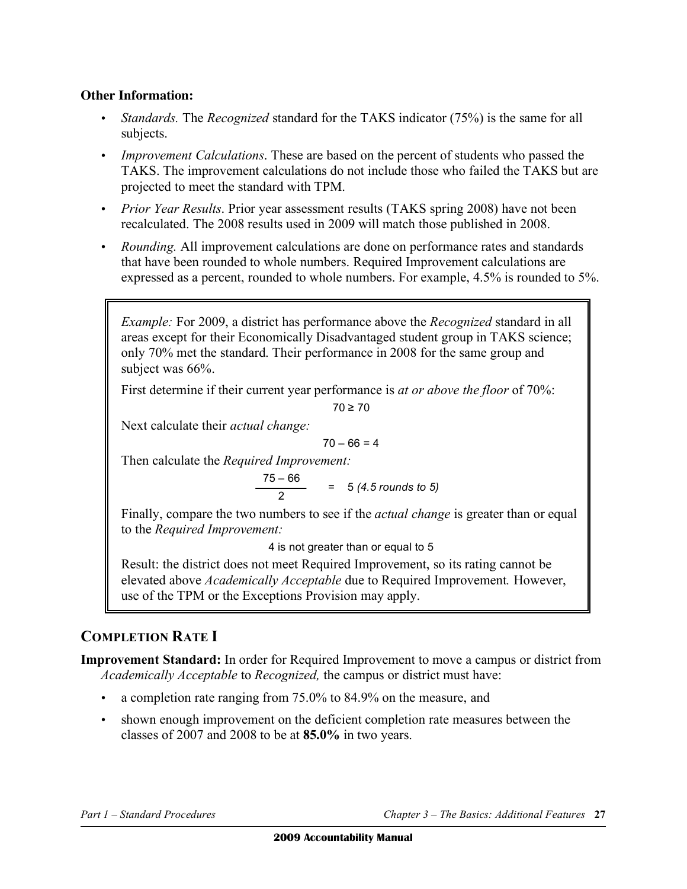**Other Information:**

- *Standards.* The *Recognized* standard for the TAKS indicator (75%) is the same for all subjects.
- *Improvement Calculations*. These are based on the percent of students who passed the TAKS. The improvement calculations do not include those who failed the TAKS but are projected to meet the standard with TPM.
- *Prior Year Results*. Prior year assessment results (TAKS spring 2008) have not been recalculated. The 2008 results used in 2009 will match those published in 2008.
- *Rounding.* All improvement calculations are done on performance rates and standards that have been rounded to whole numbers. Required Improvement calculations are expressed as a percent, rounded to whole numbers. For example, 4.5% is rounded to 5%.

> *Example:* For 2009, a district has performance above the *Recognized* standard in all areas except for their Economically Disadvantaged student group in TAKS science; only 70% met the standard. Their performance in 2008 for the same group and subject was 66%.
>
> First determine if their current year performance is *at or above the floor* of 70%:
>
> $$70 \geq 70$$
>
> Next calculate their *actual change:*
>
> $$70 - 66 = 4$$
>
> Then calculate the *Required Improvement:*
>
> $$\frac{75 - 66}{2} = 5 \textit{ (4.5 rounds to 5)}$$
>
> Finally, compare the two numbers to see if the *actual change* is greater than or equal to the *Required Improvement:*
>
> 4 is not greater than or equal to 5
>
> Result: the district does not meet Required Improvement, so its rating cannot be elevated above *Academically Acceptable* due to Required Improvement. However, use of the TPM or the Exceptions Provision may apply.

## COMPLETION RATE I

**Improvement Standard:** In order for Required Improvement to move a campus or district from *Academically Acceptable* to *Recognized,* the campus or district must have:

- a completion rate ranging from 75.0% to 84.9% on the measure, and
- shown enough improvement on the deficient completion rate measures between the classes of 2007 and 2008 to be at **85.0%** in two years.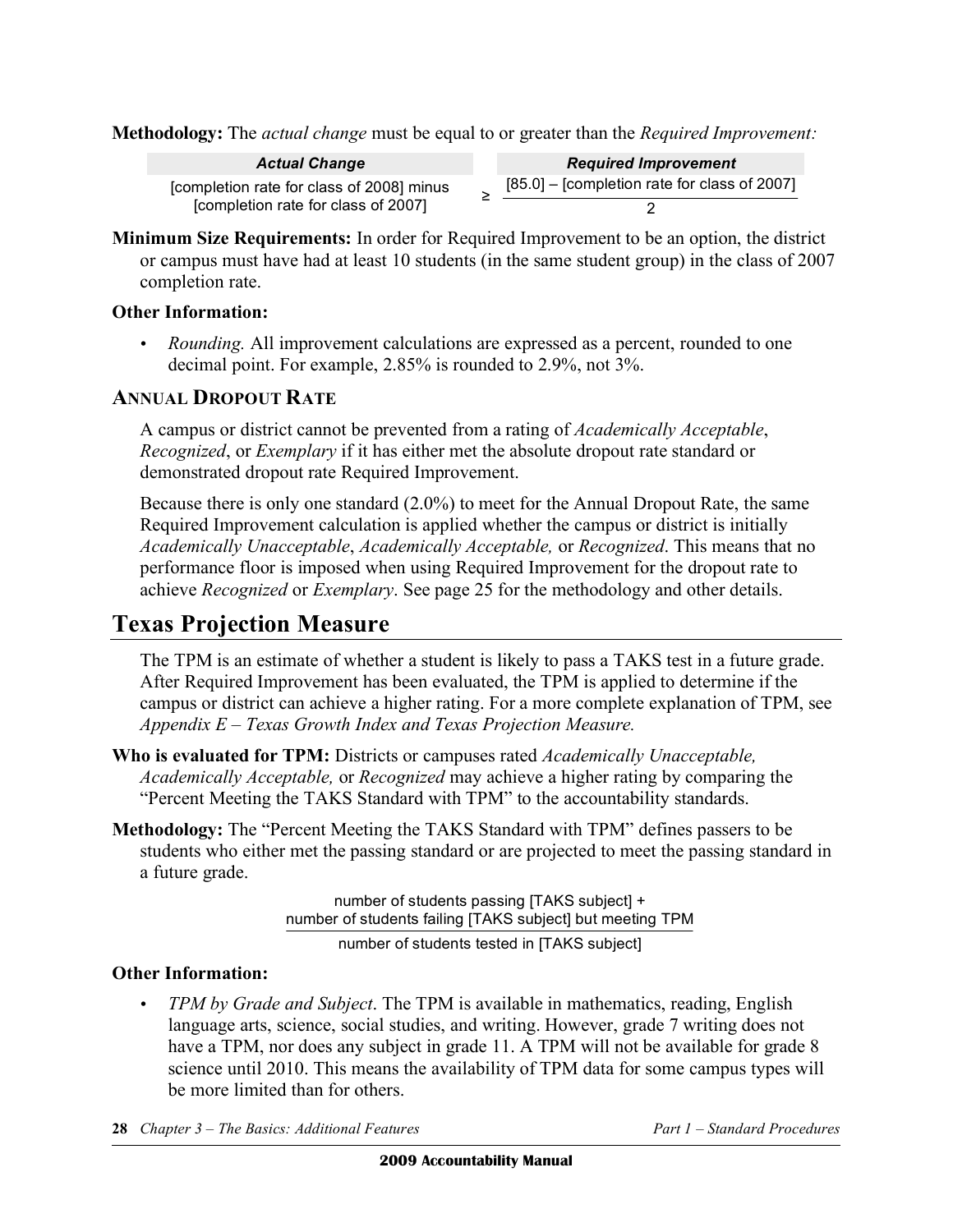**Methodology:** The *actual change* must be equal to or greater than the *Required Improvement:*

| *Actual Change* | | *Required Improvement* |
|---|---|---|
| [completion rate for class of 2008] minus [completion rate for class of 2007] | ≥ | $\frac{[85.0] - [\text{completion rate for class of 2007}]}{2}$ |

**Minimum Size Requirements:** In order for Required Improvement to be an option, the district or campus must have had at least 10 students (in the same student group) in the class of 2007 completion rate.

**Other Information:**

- *Rounding.* All improvement calculations are expressed as a percent, rounded to one decimal point. For example, 2.85% is rounded to 2.9%, not 3%.

### ANNUAL DROPOUT RATE

A campus or district cannot be prevented from a rating of *Academically Acceptable*, *Recognized*, or *Exemplary* if it has either met the absolute dropout rate standard or demonstrated dropout rate Required Improvement.

Because there is only one standard (2.0%) to meet for the Annual Dropout Rate, the same Required Improvement calculation is applied whether the campus or district is initially *Academically Unacceptable*, *Academically Acceptable,* or *Recognized*. This means that no performance floor is imposed when using Required Improvement for the dropout rate to achieve *Recognized* or *Exemplary*. See page 25 for the methodology and other details.

## Texas Projection Measure

The TPM is an estimate of whether a student is likely to pass a TAKS test in a future grade. After Required Improvement has been evaluated, the TPM is applied to determine if the campus or district can achieve a higher rating. For a more complete explanation of TPM, see *Appendix E – Texas Growth Index and Texas Projection Measure.*

**Who is evaluated for TPM:** Districts or campuses rated *Academically Unacceptable, Academically Acceptable,* or *Recognized* may achieve a higher rating by comparing the "Percent Meeting the TAKS Standard with TPM" to the accountability standards.

**Methodology:** The "Percent Meeting the TAKS Standard with TPM" defines passers to be students who either met the passing standard or are projected to meet the passing standard in a future grade.

$$\frac{\text{number of students passing [TAKS subject]} + \text{number of students failing [TAKS subject] but meeting TPM}}{\text{number of students tested in [TAKS subject]}}$$

**Other Information:**

- *TPM by Grade and Subject*. The TPM is available in mathematics, reading, English language arts, science, social studies, and writing. However, grade 7 writing does not have a TPM, nor does any subject in grade 11. A TPM will not be available for grade 8 science until 2010. This means the availability of TPM data for some campus types will be more limited than for others.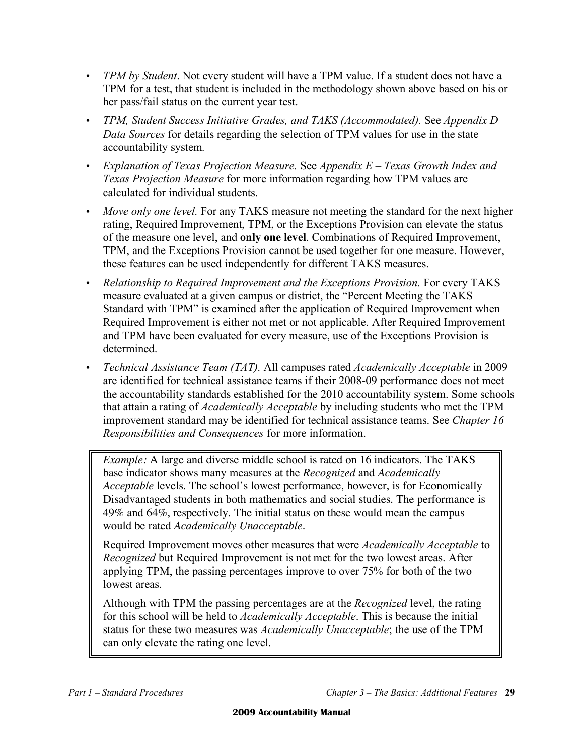- *TPM by Student*. Not every student will have a TPM value. If a student does not have a TPM for a test, that student is included in the methodology shown above based on his or her pass/fail status on the current year test.
- *TPM, Student Success Initiative Grades, and TAKS (Accommodated).* See *Appendix D – Data Sources* for details regarding the selection of TPM values for use in the state accountability system.
- *Explanation of Texas Projection Measure.* See *Appendix E – Texas Growth Index and Texas Projection Measure* for more information regarding how TPM values are calculated for individual students.
- *Move only one level.* For any TAKS measure not meeting the standard for the next higher rating, Required Improvement, TPM, or the Exceptions Provision can elevate the status of the measure one level, and **only one level**. Combinations of Required Improvement, TPM, and the Exceptions Provision cannot be used together for one measure. However, these features can be used independently for different TAKS measures.
- *Relationship to Required Improvement and the Exceptions Provision.* For every TAKS measure evaluated at a given campus or district, the "Percent Meeting the TAKS Standard with TPM" is examined after the application of Required Improvement when Required Improvement is either not met or not applicable. After Required Improvement and TPM have been evaluated for every measure, use of the Exceptions Provision is determined.
- *Technical Assistance Team (TAT).* All campuses rated *Academically Acceptable* in 2009 are identified for technical assistance teams if their 2008-09 performance does not meet the accountability standards established for the 2010 accountability system. Some schools that attain a rating of *Academically Acceptable* by including students who met the TPM improvement standard may be identified for technical assistance teams. See *Chapter 16 – Responsibilities and Consequences* for more information.

> *Example:* A large and diverse middle school is rated on 16 indicators. The TAKS base indicator shows many measures at the *Recognized* and *Academically Acceptable* levels. The school's lowest performance, however, is for Economically Disadvantaged students in both mathematics and social studies. The performance is 49% and 64%, respectively. The initial status on these would mean the campus would be rated *Academically Unacceptable*.
>
> Required Improvement moves other measures that were *Academically Acceptable* to *Recognized* but Required Improvement is not met for the two lowest areas. After applying TPM, the passing percentages improve to over 75% for both of the two lowest areas.
>
> Although with TPM the passing percentages are at the *Recognized* level, the rating for this school will be held to *Academically Acceptable*. This is because the initial status for these two measures was *Academically Unacceptable*; the use of the TPM can only elevate the rating one level.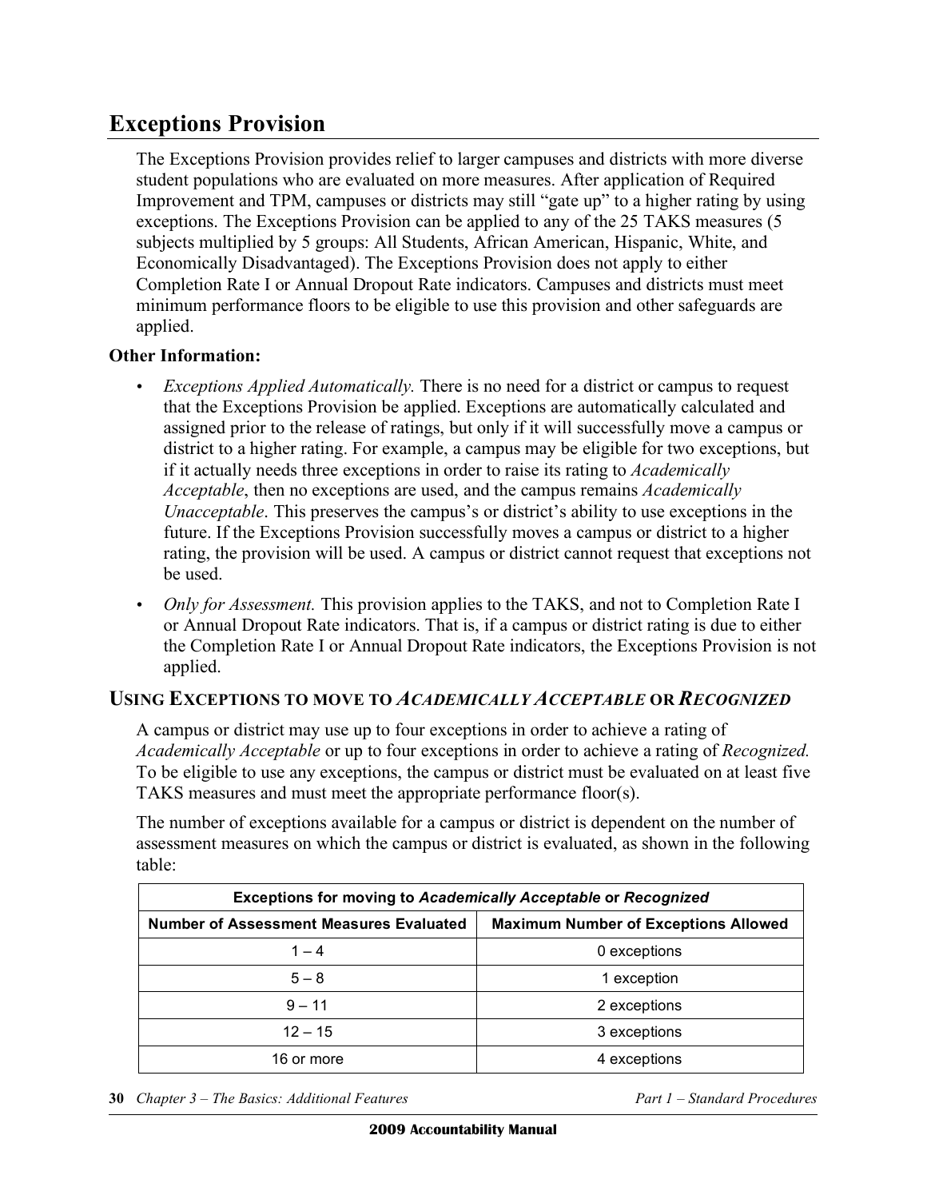## Exceptions Provision

The Exceptions Provision provides relief to larger campuses and districts with more diverse student populations who are evaluated on more measures. After application of Required Improvement and TPM, campuses or districts may still "gate up" to a higher rating by using exceptions. The Exceptions Provision can be applied to any of the 25 TAKS measures (5 subjects multiplied by 5 groups: All Students, African American, Hispanic, White, and Economically Disadvantaged). The Exceptions Provision does not apply to either Completion Rate I or Annual Dropout Rate indicators. Campuses and districts must meet minimum performance floors to be eligible to use this provision and other safeguards are applied.

**Other Information:**

- *Exceptions Applied Automatically.* There is no need for a district or campus to request that the Exceptions Provision be applied. Exceptions are automatically calculated and assigned prior to the release of ratings, but only if it will successfully move a campus or district to a higher rating. For example, a campus may be eligible for two exceptions, but if it actually needs three exceptions in order to raise its rating to *Academically Acceptable*, then no exceptions are used, and the campus remains *Academically Unacceptable*. This preserves the campus's or district's ability to use exceptions in the future. If the Exceptions Provision successfully moves a campus or district to a higher rating, the provision will be used. A campus or district cannot request that exceptions not be used.
- *Only for Assessment.* This provision applies to the TAKS, and not to Completion Rate I or Annual Dropout Rate indicators. That is, if a campus or district rating is due to either the Completion Rate I or Annual Dropout Rate indicators, the Exceptions Provision is not applied.

### USING EXCEPTIONS TO MOVE TO *ACADEMICALLY ACCEPTABLE* OR *RECOGNIZED*

A campus or district may use up to four exceptions in order to achieve a rating of *Academically Acceptable* or up to four exceptions in order to achieve a rating of *Recognized.* To be eligible to use any exceptions, the campus or district must be evaluated on at least five TAKS measures and must meet the appropriate performance floor(s).

The number of exceptions available for a campus or district is dependent on the number of assessment measures on which the campus or district is evaluated, as shown in the following table:

| Exceptions for moving to *Academically Acceptable* or *Recognized* | |
|---|---|
| **Number of Assessment Measures Evaluated** | **Maximum Number of Exceptions Allowed** |
| 1 – 4 | 0 exceptions |
| 5 – 8 | 1 exception |
| 9 – 11 | 2 exceptions |
| 12 – 15 | 3 exceptions |
| 16 or more | 4 exceptions |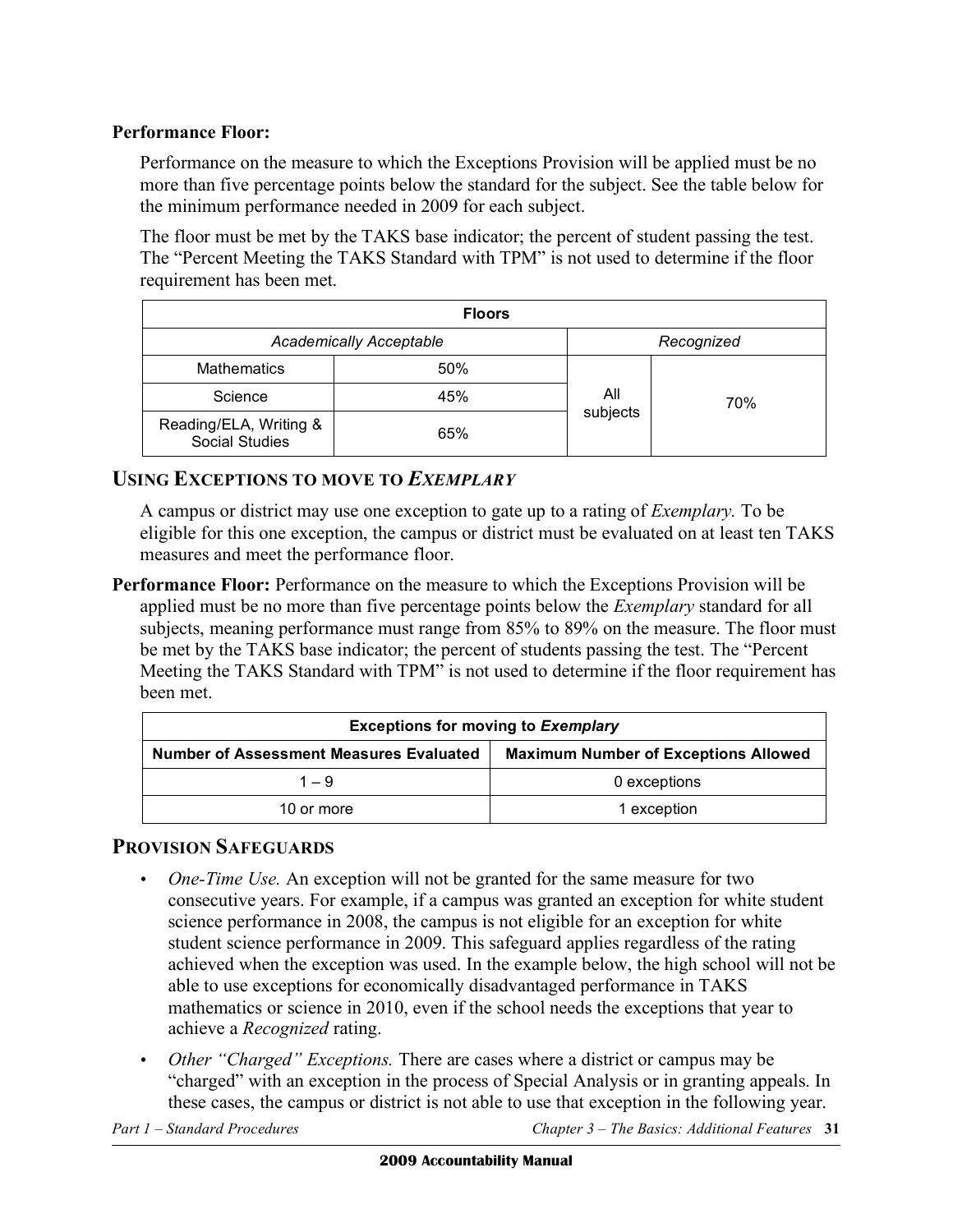**Performance Floor:**

Performance on the measure to which the Exceptions Provision will be applied must be no more than five percentage points below the standard for the subject. See the table below for the minimum performance needed in 2009 for each subject.

The floor must be met by the TAKS base indicator; the percent of student passing the test. The "Percent Meeting the TAKS Standard with TPM" is not used to determine if the floor requirement has been met.

| **Floors** | | | |
|---|---|---|---|
| *Academically Acceptable* | | *Recognized* | |
| Mathematics | 50% | All subjects | 70% |
| Science | 45% | | |
| Reading/ELA, Writing & Social Studies | 65% | | |

## USING EXCEPTIONS TO MOVE TO *EXEMPLARY*

A campus or district may use one exception to gate up to a rating of *Exemplary.* To be eligible for this one exception, the campus or district must be evaluated on at least ten TAKS measures and meet the performance floor.

**Performance Floor:** Performance on the measure to which the Exceptions Provision will be applied must be no more than five percentage points below the *Exemplary* standard for all subjects, meaning performance must range from 85% to 89% on the measure. The floor must be met by the TAKS base indicator; the percent of students passing the test. The "Percent Meeting the TAKS Standard with TPM" is not used to determine if the floor requirement has been met.

| **Exceptions for moving to *Exemplary*** | |
|---|---|
| **Number of Assessment Measures Evaluated** | **Maximum Number of Exceptions Allowed** |
| 1 – 9 | 0 exceptions |
| 10 or more | 1 exception |

## PROVISION SAFEGUARDS

- *One-Time Use.* An exception will not be granted for the same measure for two consecutive years. For example, if a campus was granted an exception for white student science performance in 2008, the campus is not eligible for an exception for white student science performance in 2009. This safeguard applies regardless of the rating achieved when the exception was used. In the example below, the high school will not be able to use exceptions for economically disadvantaged performance in TAKS mathematics or science in 2010, even if the school needs the exceptions that year to achieve a *Recognized* rating.
- *Other "Charged" Exceptions.* There are cases where a district or campus may be "charged" with an exception in the process of Special Analysis or in granting appeals. In these cases, the campus or district is not able to use that exception in the following year.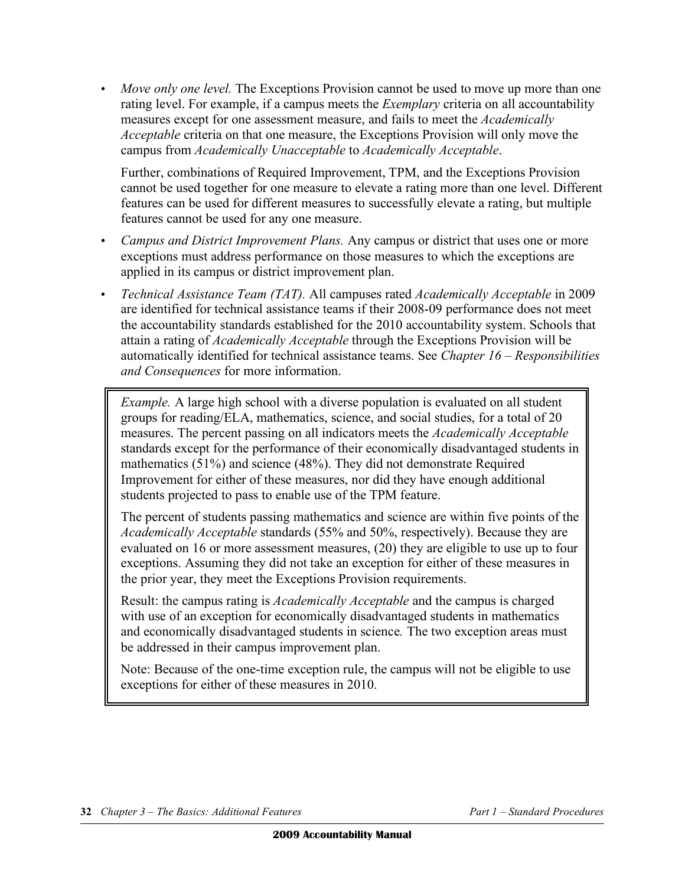- *Move only one level.* The Exceptions Provision cannot be used to move up more than one rating level. For example, if a campus meets the *Exemplary* criteria on all accountability measures except for one assessment measure, and fails to meet the *Academically Acceptable* criteria on that one measure, the Exceptions Provision will only move the campus from *Academically Unacceptable* to *Academically Acceptable*.

  Further, combinations of Required Improvement, TPM, and the Exceptions Provision cannot be used together for one measure to elevate a rating more than one level. Different features can be used for different measures to successfully elevate a rating, but multiple features cannot be used for any one measure.

- *Campus and District Improvement Plans.* Any campus or district that uses one or more exceptions must address performance on those measures to which the exceptions are applied in its campus or district improvement plan.

- *Technical Assistance Team (TAT).* All campuses rated *Academically Acceptable* in 2009 are identified for technical assistance teams if their 2008-09 performance does not meet the accountability standards established for the 2010 accountability system. Schools that attain a rating of *Academically Acceptable* through the Exceptions Provision will be automatically identified for technical assistance teams. See *Chapter 16 – Responsibilities and Consequences* for more information.

> *Example.* A large high school with a diverse population is evaluated on all student groups for reading/ELA, mathematics, science, and social studies, for a total of 20 measures. The percent passing on all indicators meets the *Academically Acceptable* standards except for the performance of their economically disadvantaged students in mathematics (51%) and science (48%). They did not demonstrate Required Improvement for either of these measures, nor did they have enough additional students projected to pass to enable use of the TPM feature.
>
> The percent of students passing mathematics and science are within five points of the *Academically Acceptable* standards (55% and 50%, respectively). Because they are evaluated on 16 or more assessment measures, (20) they are eligible to use up to four exceptions. Assuming they did not take an exception for either of these measures in the prior year, they meet the Exceptions Provision requirements.
>
> Result: the campus rating is *Academically Acceptable* and the campus is charged with use of an exception for economically disadvantaged students in mathematics and economically disadvantaged students in science*.* The two exception areas must be addressed in their campus improvement plan.
>
> Note: Because of the one-time exception rule, the campus will not be eligible to use exceptions for either of these measures in 2010.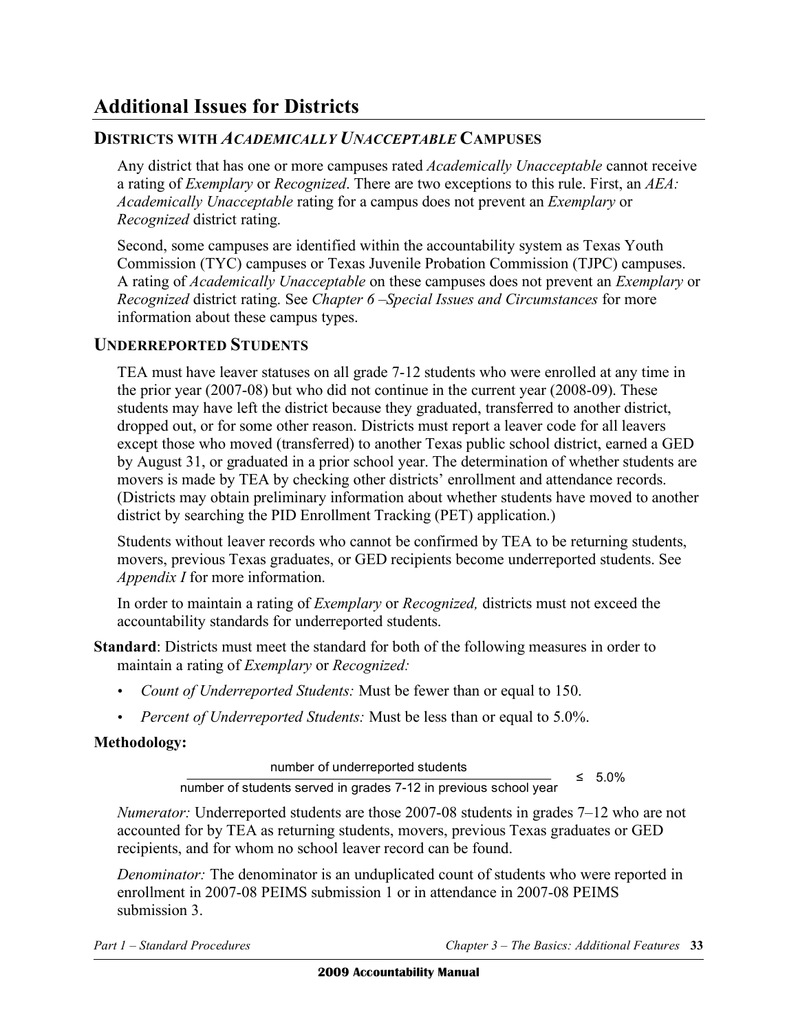# Additional Issues for Districts

## DISTRICTS WITH *ACADEMICALLY UNACCEPTABLE* CAMPUSES

Any district that has one or more campuses rated *Academically Unacceptable* cannot receive a rating of *Exemplary* or *Recognized*. There are two exceptions to this rule. First, an *AEA: Academically Unacceptable* rating for a campus does not prevent an *Exemplary* or *Recognized* district rating.

Second, some campuses are identified within the accountability system as Texas Youth Commission (TYC) campuses or Texas Juvenile Probation Commission (TJPC) campuses. A rating of *Academically Unacceptable* on these campuses does not prevent an *Exemplary* or *Recognized* district rating. See *Chapter 6 –Special Issues and Circumstances* for more information about these campus types.

## UNDERREPORTED STUDENTS

TEA must have leaver statuses on all grade 7-12 students who were enrolled at any time in the prior year (2007-08) but who did not continue in the current year (2008-09). These students may have left the district because they graduated, transferred to another district, dropped out, or for some other reason. Districts must report a leaver code for all leavers except those who moved (transferred) to another Texas public school district, earned a GED by August 31, or graduated in a prior school year. The determination of whether students are movers is made by TEA by checking other districts' enrollment and attendance records. (Districts may obtain preliminary information about whether students have moved to another district by searching the PID Enrollment Tracking (PET) application.)

Students without leaver records who cannot be confirmed by TEA to be returning students, movers, previous Texas graduates, or GED recipients become underreported students. See *Appendix I* for more information.

In order to maintain a rating of *Exemplary* or *Recognized,* districts must not exceed the accountability standards for underreported students.

**Standard**: Districts must meet the standard for both of the following measures in order to maintain a rating of *Exemplary* or *Recognized:*

- *Count of Underreported Students:* Must be fewer than or equal to 150.
- *Percent of Underreported Students:* Must be less than or equal to 5.0%.

**Methodology:**

$$\frac{\text{number of underreported students}}{\text{number of students served in grades 7-12 in previous school year}} \leq 5.0\%$$

*Numerator:* Underreported students are those 2007-08 students in grades 7–12 who are not accounted for by TEA as returning students, movers, previous Texas graduates or GED recipients, and for whom no school leaver record can be found.

*Denominator:* The denominator is an unduplicated count of students who were reported in enrollment in 2007-08 PEIMS submission 1 or in attendance in 2007-08 PEIMS submission 3.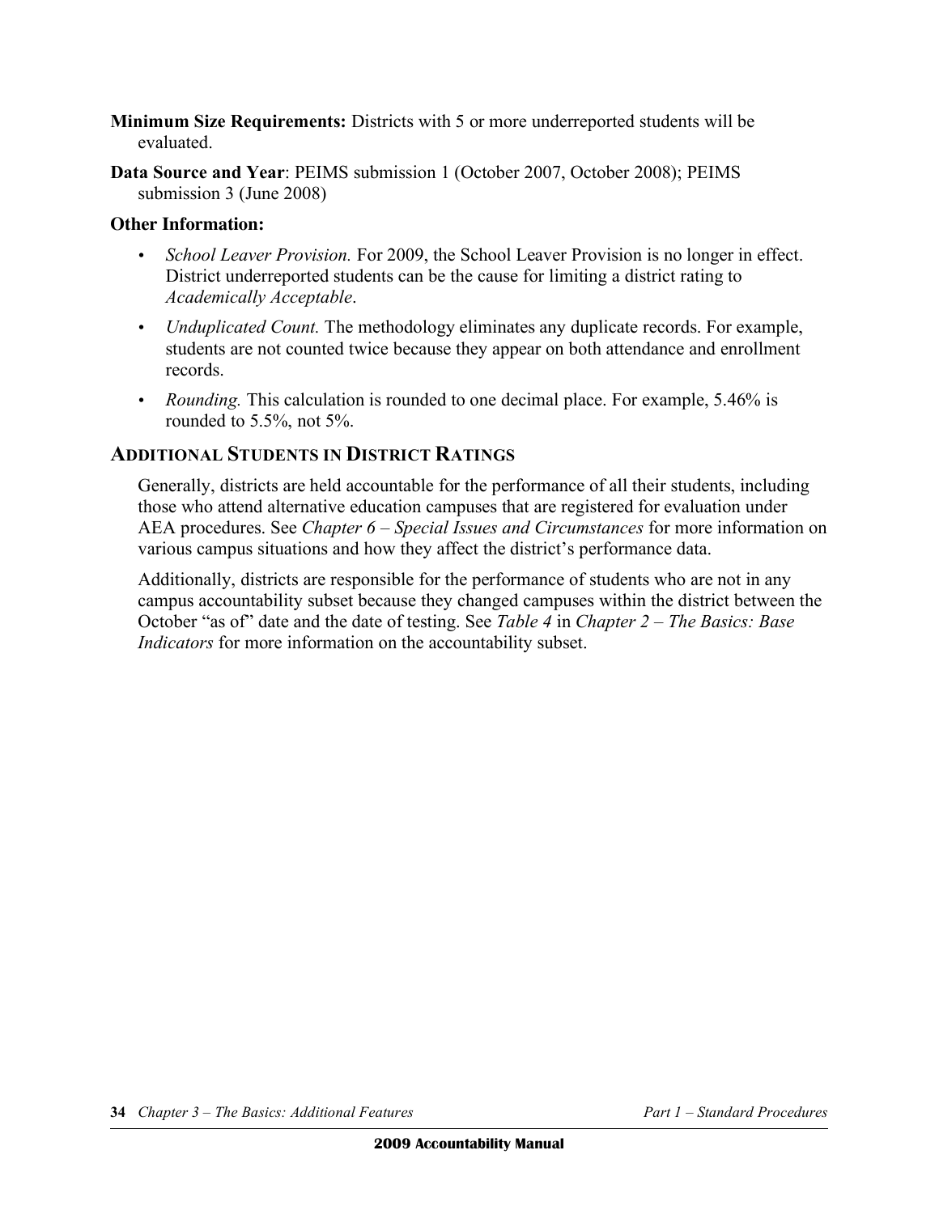**Minimum Size Requirements:** Districts with 5 or more underreported students will be evaluated.

**Data Source and Year**: PEIMS submission 1 (October 2007, October 2008); PEIMS submission 3 (June 2008)

**Other Information:**

- *School Leaver Provision.* For 2009, the School Leaver Provision is no longer in effect. District underreported students can be the cause for limiting a district rating to *Academically Acceptable*.
- *Unduplicated Count.* The methodology eliminates any duplicate records. For example, students are not counted twice because they appear on both attendance and enrollment records.
- *Rounding.* This calculation is rounded to one decimal place. For example, 5.46% is rounded to 5.5%, not 5%.

## ADDITIONAL STUDENTS IN DISTRICT RATINGS

Generally, districts are held accountable for the performance of all their students, including those who attend alternative education campuses that are registered for evaluation under AEA procedures. See *Chapter 6 – Special Issues and Circumstances* for more information on various campus situations and how they affect the district's performance data.

Additionally, districts are responsible for the performance of students who are not in any campus accountability subset because they changed campuses within the district between the October "as of" date and the date of testing. See *Table 4* in *Chapter 2 – The Basics: Base Indicators* for more information on the accountability subset.